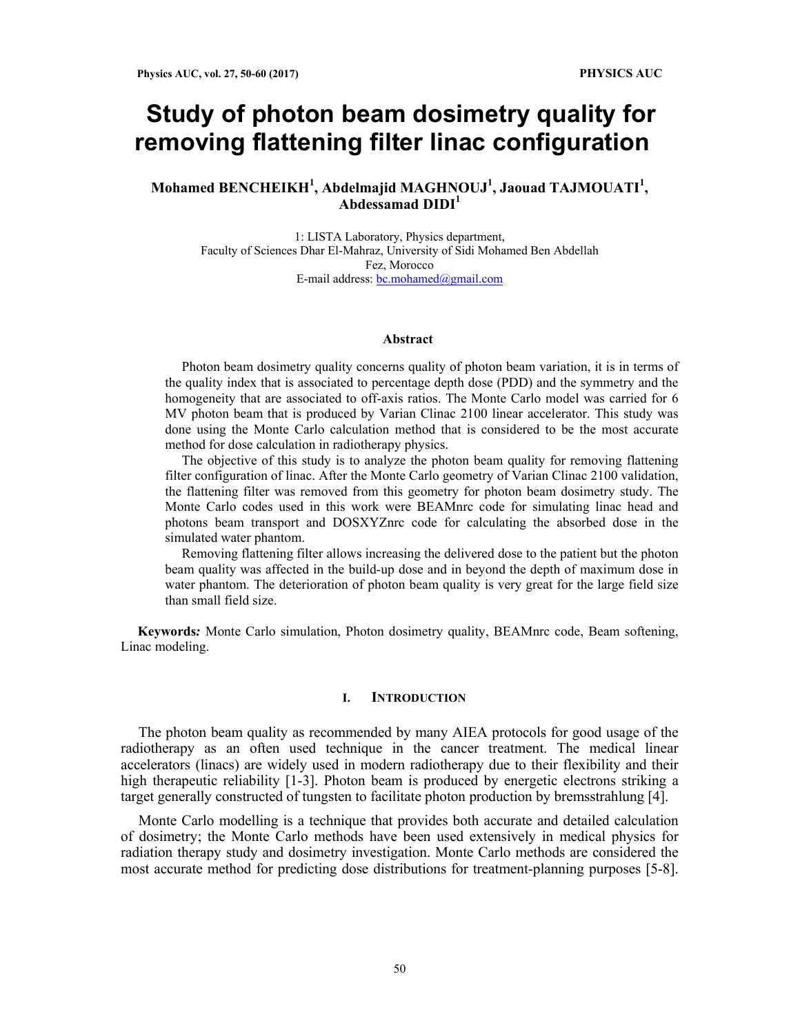# Study of photon beam dosimetry quality for removing flattening filter linac configuration

**Mohamed BENCHEIKH[1], Abdelmajid MAGHNOUJ[1], Jaouad TAJMOUATI[1], Abdessamad DIDI[1]**

1: LISTA Laboratory, Physics department,
Faculty of Sciences Dhar El-Mahraz, University of Sidi Mohamed Ben Abdellah
Fez, Morocco
E-mail address: bc.mohamed@gmail.com

### Abstract

Photon beam dosimetry quality concerns quality of photon beam variation, it is in terms of the quality index that is associated to percentage depth dose (PDD) and the symmetry and the homogeneity that are associated to off-axis ratios. The Monte Carlo model was carried for 6 MV photon beam that is produced by Varian Clinac 2100 linear accelerator. This study was done using the Monte Carlo calculation method that is considered to be the most accurate method for dose calculation in radiotherapy physics.

The objective of this study is to analyze the photon beam quality for removing flattening filter configuration of linac. After the Monte Carlo geometry of Varian Clinac 2100 validation, the flattening filter was removed from this geometry for photon beam dosimetry study. The Monte Carlo codes used in this work were BEAMnrc code for simulating linac head and photons beam transport and DOSXYZnrc code for calculating the absorbed dose in the simulated water phantom.

Removing flattening filter allows increasing the delivered dose to the patient but the photon beam quality was affected in the build-up dose and in beyond the depth of maximum dose in water phantom. The deterioration of photon beam quality is very great for the large field size than small field size.

**Keywords***:* Monte Carlo simulation, Photon dosimetry quality, BEAMnrc code, Beam softening, Linac modeling.

## I. Introduction

The photon beam quality as recommended by many AIEA protocols for good usage of the radiotherapy as an often used technique in the cancer treatment. The medical linear accelerators (linacs) are widely used in modern radiotherapy due to their flexibility and their high therapeutic reliability [1-3]. Photon beam is produced by energetic electrons striking a target generally constructed of tungsten to facilitate photon production by bremsstrahlung [4].

Monte Carlo modelling is a technique that provides both accurate and detailed calculation of dosimetry; the Monte Carlo methods have been used extensively in medical physics for radiation therapy study and dosimetry investigation. Monte Carlo methods are considered the most accurate method for predicting dose distributions for treatment-planning purposes [5-8].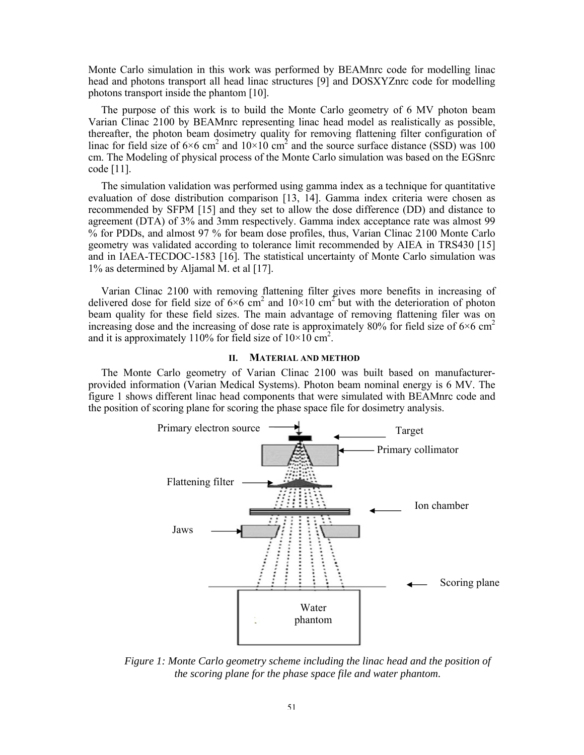Monte Carlo simulation in this work was performed by BEAMnrc code for modelling linac head and photons transport all head linac structures [9] and DOSXYZnrc code for modelling photons transport inside the phantom [10].

The purpose of this work is to build the Monte Carlo geometry of 6 MV photon beam Varian Clinac 2100 by BEAMnrc representing linac head model as realistically as possible, thereafter, the photon beam dosimetry quality for removing flattening filter configuration of linac for field size of 6×6 $cm^2$ and 10×10 $cm^2$ and the source surface distance (SSD) was 100 cm. The Modeling of physical process of the Monte Carlo simulation was based on the EGSnrc code [11].

The simulation validation was performed using gamma index as a technique for quantitative evaluation of dose distribution comparison [13, 14]. Gamma index criteria were chosen as recommended by SFPM [15] and they set to allow the dose difference (DD) and distance to agreement (DTA) of 3% and 3mm respectively. Gamma index acceptance rate was almost 99 % for PDDs, and almost 97 % for beam dose profiles, thus, Varian Clinac 2100 Monte Carlo geometry was validated according to tolerance limit recommended by AIEA in TRS430 [15] and in IAEA-TECDOC-1583 [16]. The statistical uncertainty of Monte Carlo simulation was 1% as determined by Aljamal M. et al [17].

Varian Clinac 2100 with removing flattening filter gives more benefits in increasing of delivered dose for field size of 6×6 $cm^2$ and 10×10 $cm^2$ but with the deterioration of photon beam quality for these field sizes. The main advantage of removing flattening filer was on increasing dose and the increasing of dose rate is approximately 80% for field size of 6×6 $cm^2$ and it is approximately 110% for field size of 10×10 $cm^2$.

## II. Material and method

The Monte Carlo geometry of Varian Clinac 2100 was built based on manufacturer-provided information (Varian Medical Systems). Photon beam nominal energy is 6 MV. The figure 1 shows different linac head components that were simulated with BEAMnrc code and the position of scoring plane for scoring the phase space file for dosimetry analysis.

Primary electron source — Target — Primary collimator — Flattening filter — Ion chamber — Jaws — Scoring plane — Water phantom

*Figure 1: Monte Carlo geometry scheme including the linac head and the position of the scoring plane for the phase space file and water phantom.*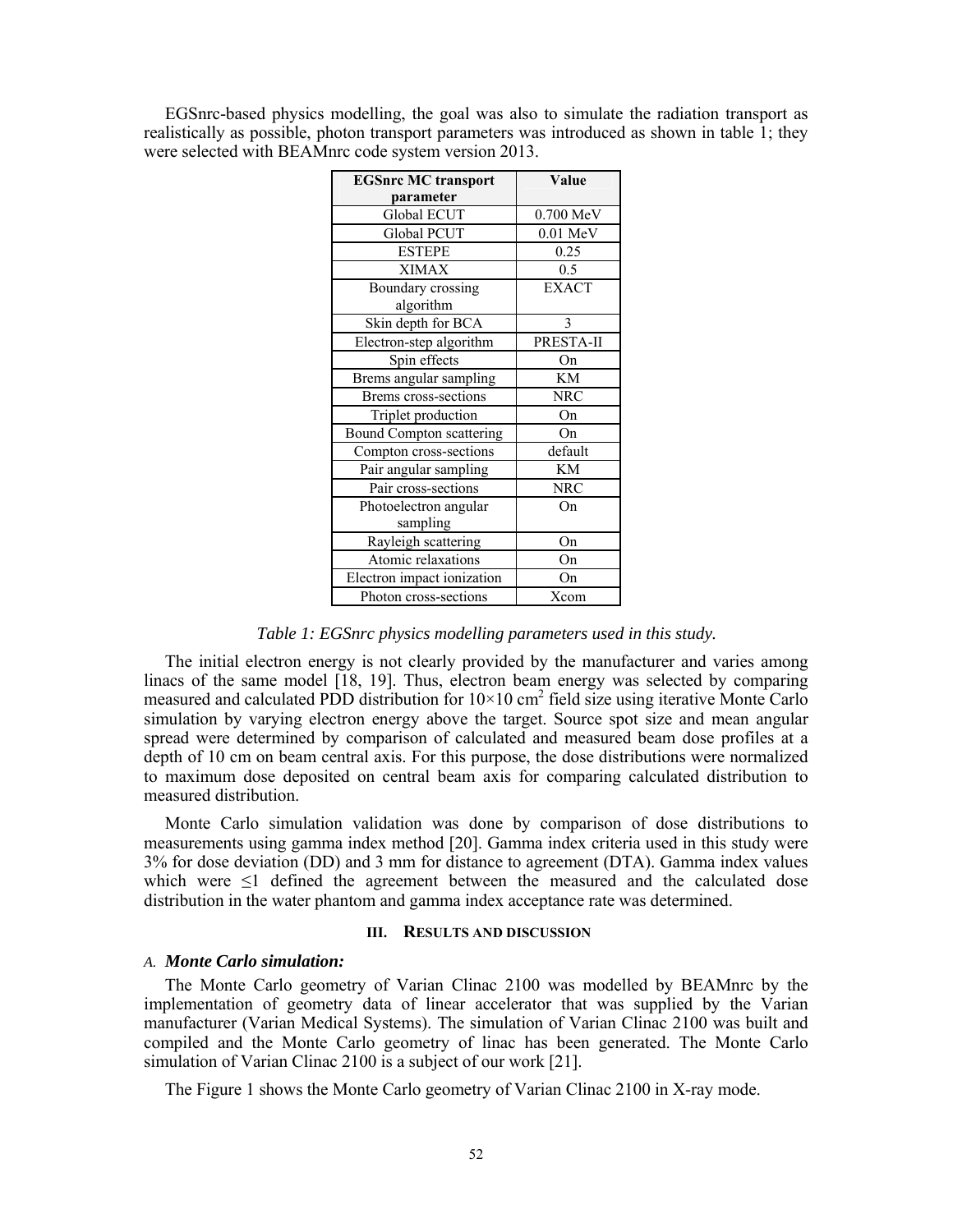EGSnrc-based physics modelling, the goal was also to simulate the radiation transport as realistically as possible, photon transport parameters was introduced as shown in table 1; they were selected with BEAMnrc code system version 2013.

| EGSnrc MC transport parameter | Value |
|---|---|
| Global ECUT | 0.700 MeV |
| Global PCUT | 0.01 MeV |
| ESTEPE | 0.25 |
| XIMAX | 0.5 |
| Boundary crossing algorithm | EXACT |
| Skin depth for BCA | 3 |
| Electron-step algorithm | PRESTA-II |
| Spin effects | On |
| Brems angular sampling | KM |
| Brems cross-sections | NRC |
| Triplet production | On |
| Bound Compton scattering | On |
| Compton cross-sections | default |
| Pair angular sampling | KM |
| Pair cross-sections | NRC |
| Photoelectron angular sampling | On |
| Rayleigh scattering | On |
| Atomic relaxations | On |
| Electron impact ionization | On |
| Photon cross-sections | Xcom |

*Table 1: EGSnrc physics modelling parameters used in this study.*

The initial electron energy is not clearly provided by the manufacturer and varies among linacs of the same model [18, 19]. Thus, electron beam energy was selected by comparing measured and calculated PDD distribution for 10×10 $cm^2$ field size using iterative Monte Carlo simulation by varying electron energy above the target. Source spot size and mean angular spread were determined by comparison of calculated and measured beam dose profiles at a depth of 10 cm on beam central axis. For this purpose, the dose distributions were normalized to maximum dose deposited on central beam axis for comparing calculated distribution to measured distribution.

Monte Carlo simulation validation was done by comparison of dose distributions to measurements using gamma index method [20]. Gamma index criteria used in this study were 3% for dose deviation (DD) and 3 mm for distance to agreement (DTA). Gamma index values which were $\leq 1$ defined the agreement between the measured and the calculated dose distribution in the water phantom and gamma index acceptance rate was determined.

## III. Results and Discussion

### A. *Monte Carlo simulation:*

The Monte Carlo geometry of Varian Clinac 2100 was modelled by BEAMnrc by the implementation of geometry data of linear accelerator that was supplied by the Varian manufacturer (Varian Medical Systems). The simulation of Varian Clinac 2100 was built and compiled and the Monte Carlo geometry of linac has been generated. The Monte Carlo simulation of Varian Clinac 2100 is a subject of our work [21].

The Figure 1 shows the Monte Carlo geometry of Varian Clinac 2100 in X-ray mode.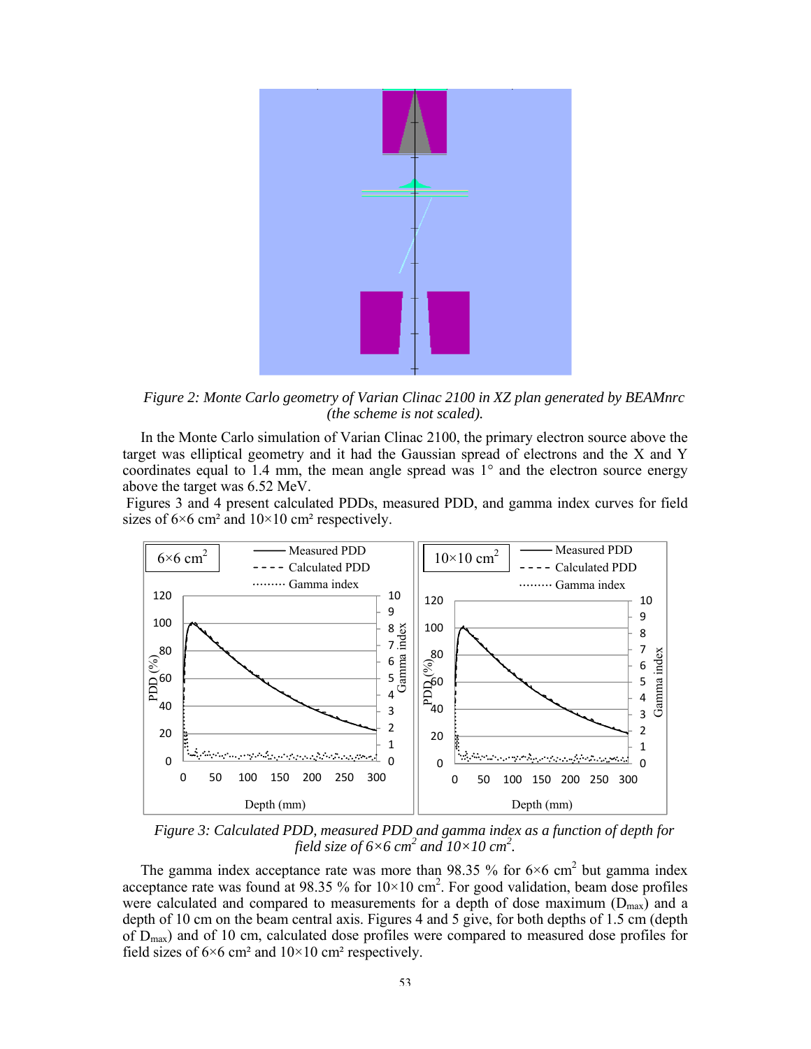*Figure 2: Monte Carlo geometry of Varian Clinac 2100 in XZ plan generated by BEAMnrc (the scheme is not scaled).*

In the Monte Carlo simulation of Varian Clinac 2100, the primary electron source above the target was elliptical geometry and it had the Gaussian spread of electrons and the X and Y coordinates equal to 1.4 mm, the mean angle spread was 1° and the electron source energy above the target was 6.52 MeV.

Figures 3 and 4 present calculated PDDs, measured PDD, and gamma index curves for field sizes of 6×6 cm² and 10×10 cm² respectively.

*Figure 3: Calculated PDD, measured PDD and gamma index as a function of depth for field size of 6×6 cm² and 10×10 cm².*

The gamma index acceptance rate was more than 98.35 % for 6×6 cm² but gamma index acceptance rate was found at 98.35 % for 10×10 cm². For good validation, beam dose profiles were calculated and compared to measurements for a depth of dose maximum ($D_{max}$) and a depth of 10 cm on the beam central axis. Figures 4 and 5 give, for both depths of 1.5 cm (depth of $D_{max}$) and of 10 cm, calculated dose profiles were compared to measured dose profiles for field sizes of 6×6 cm² and 10×10 cm² respectively.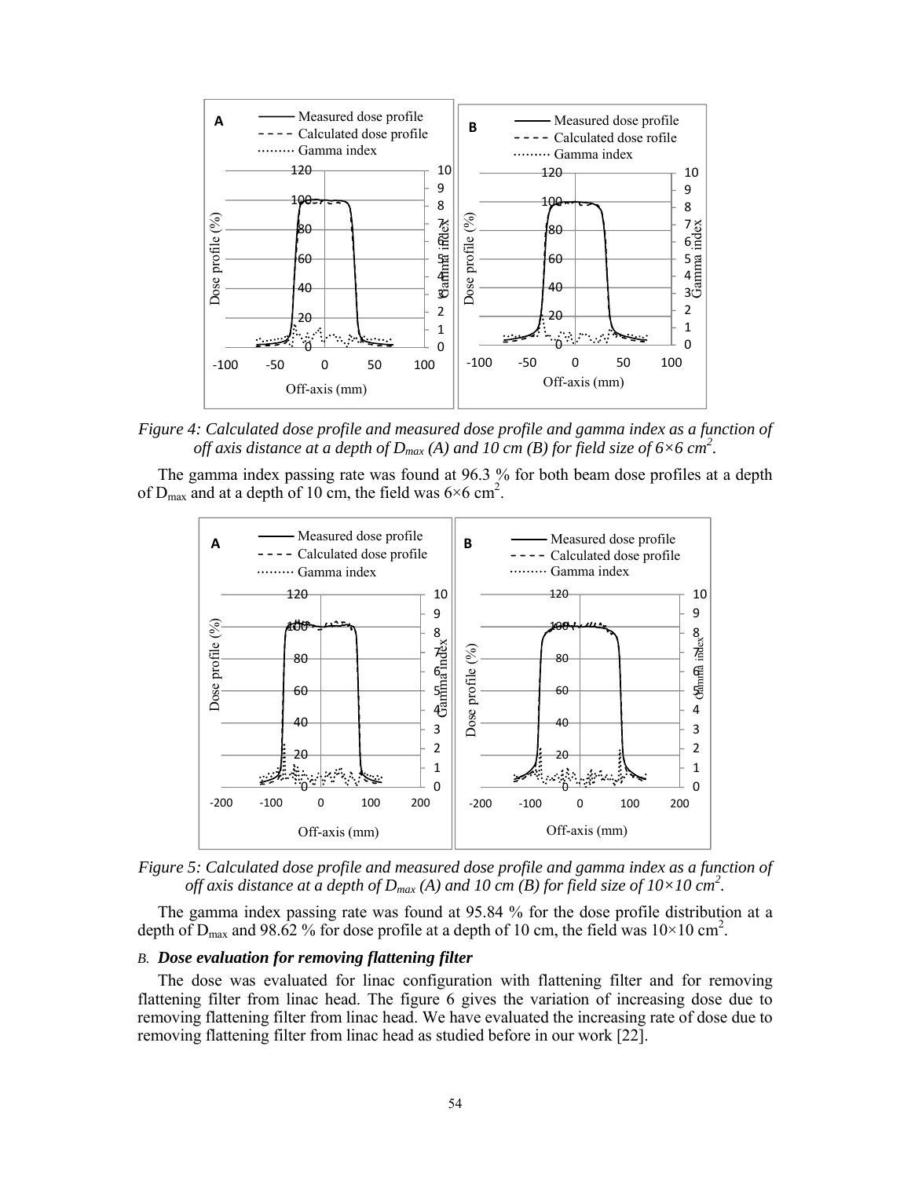*Figure 4: Calculated dose profile and measured dose profile and gamma index as a function of off axis distance at a depth of $D_{max}$ (A) and 10 cm (B) for field size of 6×6 $cm^2$.*

The gamma index passing rate was found at 96.3 % for both beam dose profiles at a depth of $D_{max}$ and at a depth of 10 cm, the field was 6×6 $cm^2$.

*Figure 5: Calculated dose profile and measured dose profile and gamma index as a function of off axis distance at a depth of $D_{max}$ (A) and 10 cm (B) for field size of 10×10 $cm^2$.*

The gamma index passing rate was found at 95.84 % for the dose profile distribution at a depth of $D_{max}$ and 98.62 % for dose profile at a depth of 10 cm, the field was 10×10 $cm^2$.

### *B. Dose evaluation for removing flattening filter*

The dose was evaluated for linac configuration with flattening filter and for removing flattening filter from linac head. The figure 6 gives the variation of increasing dose due to removing flattening filter from linac head. We have evaluated the increasing rate of dose due to removing flattening filter from linac head as studied before in our work [22].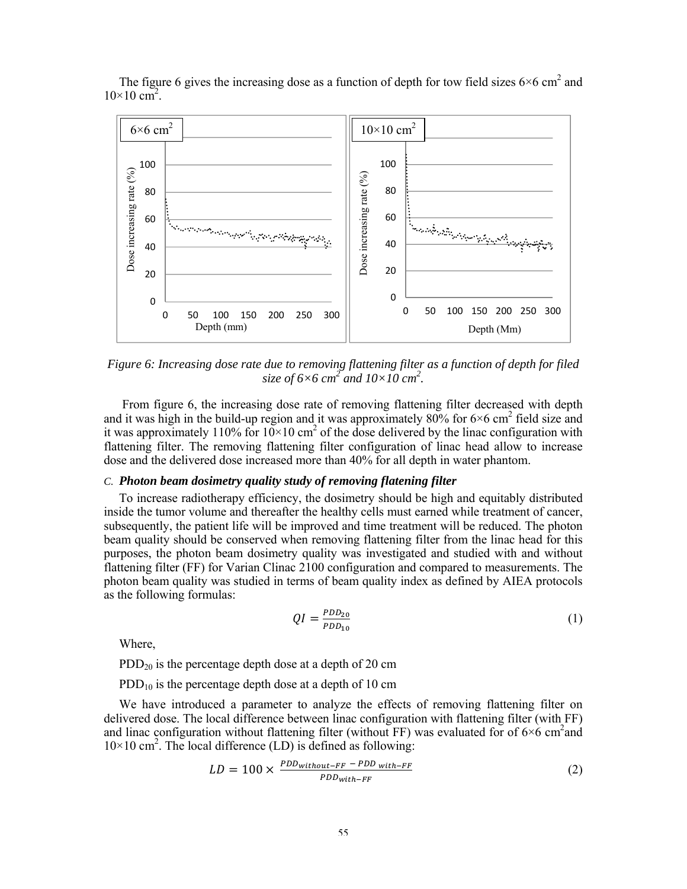The figure 6 gives the increasing dose as a function of depth for tow field sizes 6×6 cm$^2$ and 10×10 cm$^2$.

*Figure 6: Increasing dose rate due to removing flattening filter as a function of depth for filed size of 6×6 cm$^2$ and 10×10 cm$^2$.*

From figure 6, the increasing dose rate of removing flattening filter decreased with depth and it was high in the build-up region and it was approximately 80% for 6×6 cm$^2$ field size and it was approximately 110% for 10×10 cm$^2$ of the dose delivered by the linac configuration with flattening filter. The removing flattening filter configuration of linac head allow to increase dose and the delivered dose increased more than 40% for all depth in water phantom.

### C. *Photon beam dosimetry quality study of removing flatening filter*

To increase radiotherapy efficiency, the dosimetry should be high and equitably distributed inside the tumor volume and thereafter the healthy cells must earned while treatment of cancer, subsequently, the patient life will be improved and time treatment will be reduced. The photon beam quality should be conserved when removing flattening filter from the linac head for this purposes, the photon beam dosimetry quality was investigated and studied with and without flattening filter (FF) for Varian Clinac 2100 configuration and compared to measurements. The photon beam quality was studied in terms of beam quality index as defined by AIEA protocols as the following formulas:

$$QI = \frac{PDD_{20}}{PDD_{10}} \tag{1}$$

Where,

$PDD_{20}$ is the percentage depth dose at a depth of 20 cm

$PDD_{10}$ is the percentage depth dose at a depth of 10 cm

We have introduced a parameter to analyze the effects of removing flattening filter on delivered dose. The local difference between linac configuration with flattening filter (with FF) and linac configuration without flattening filter (without FF) was evaluated for of 6×6 cm$^2$and 10×10 cm$^2$. The local difference (LD) is defined as following:

$$LD = 100 \times \frac{PDD_{without-FF} - PDD_{with-FF}}{PDD_{with-FF}} \tag{2}$$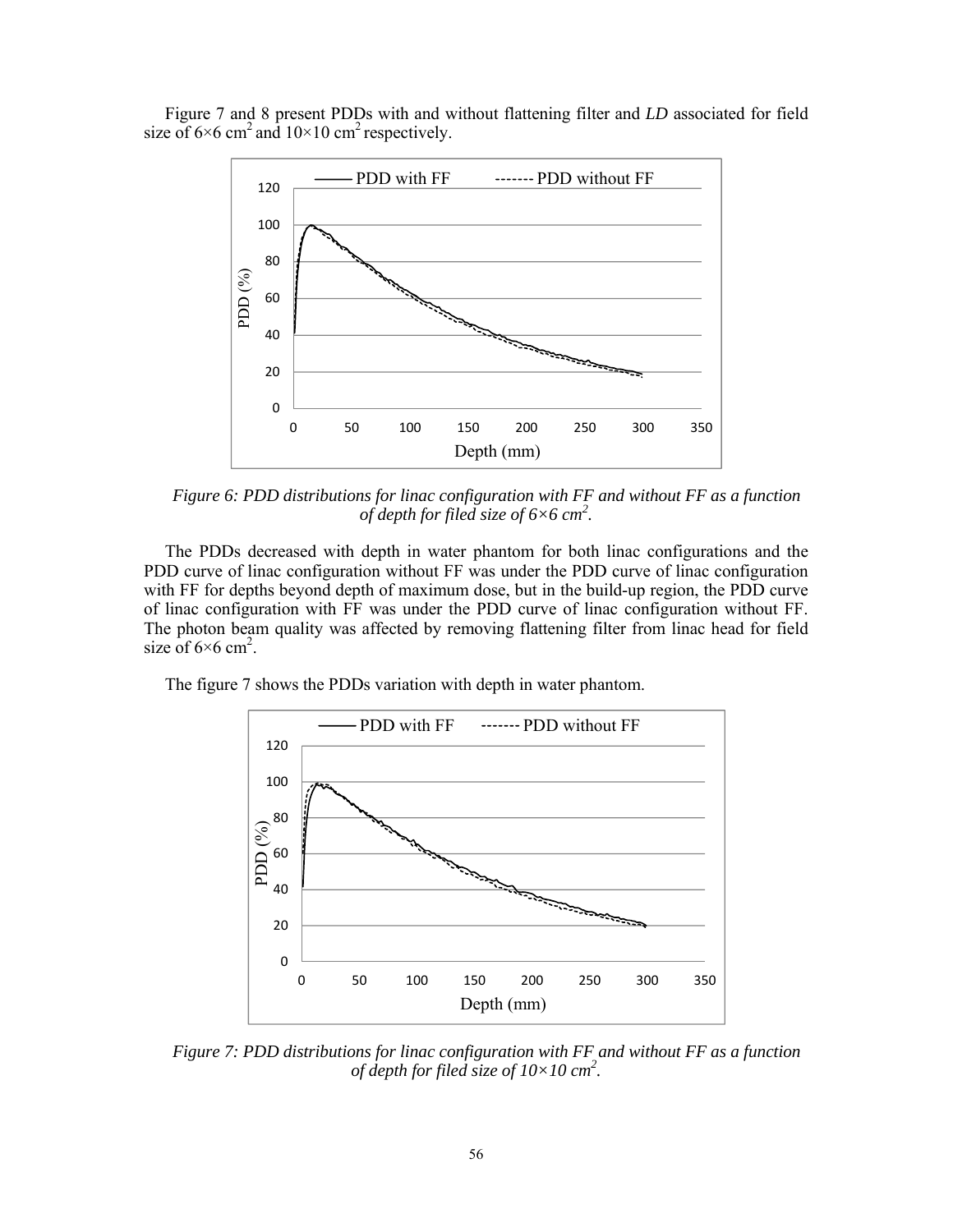Figure 7 and 8 present PDDs with and without flattening filter and *LD* associated for field size of 6×6 $cm^2$ and 10×10 $cm^2$ respectively.

*Figure 6: PDD distributions for linac configuration with FF and without FF as a function of depth for filed size of 6×6 $cm^2$.*

The PDDs decreased with depth in water phantom for both linac configurations and the PDD curve of linac configuration without FF was under the PDD curve of linac configuration with FF for depths beyond depth of maximum dose, but in the build-up region, the PDD curve of linac configuration with FF was under the PDD curve of linac configuration without FF. The photon beam quality was affected by removing flattening filter from linac head for field size of 6×6 $cm^2$.

The figure 7 shows the PDDs variation with depth in water phantom.

*Figure 7: PDD distributions for linac configuration with FF and without FF as a function of depth for filed size of 10×10 $cm^2$.*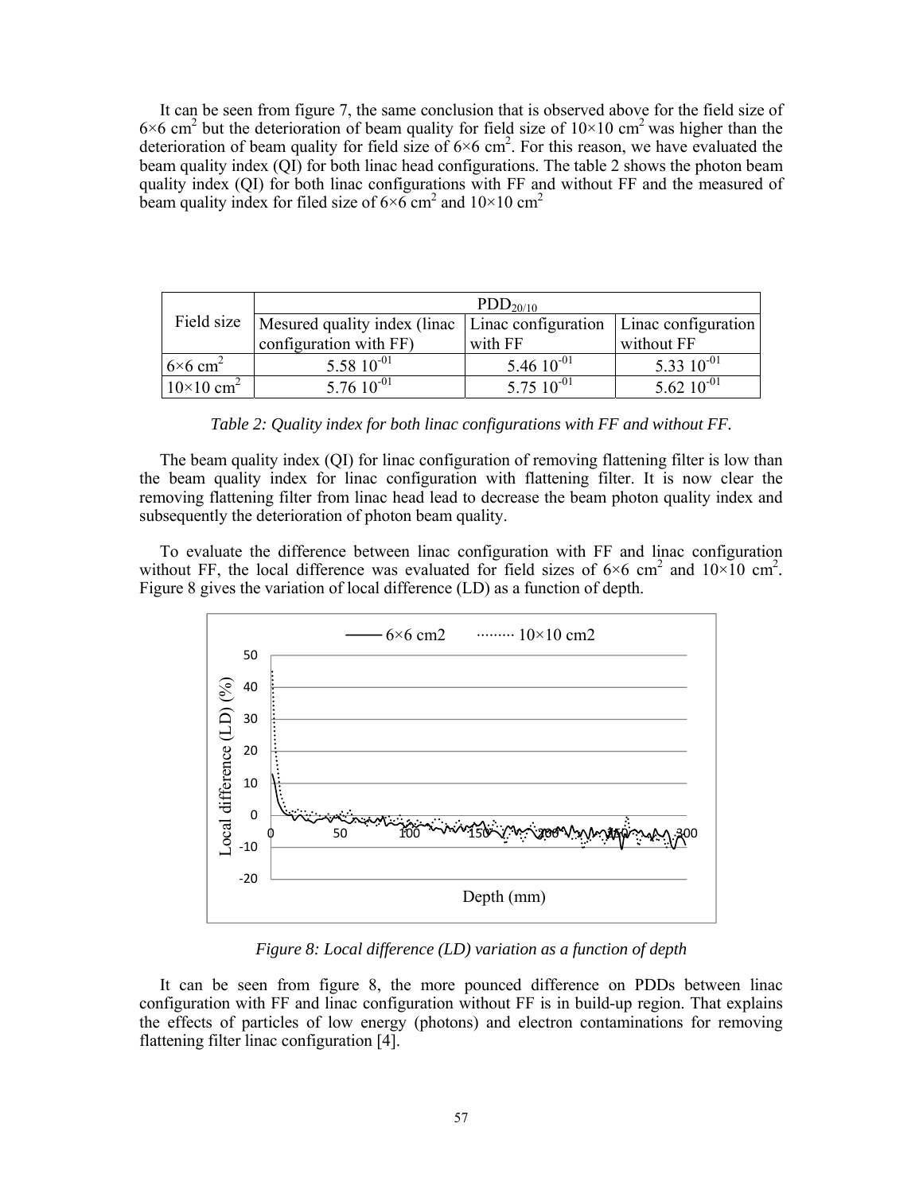It can be seen from figure 7, the same conclusion that is observed above for the field size of 6×6 cm$^2$ but the deterioration of beam quality for field size of 10×10 cm$^2$ was higher than the deterioration of beam quality for field size of 6×6 cm$^2$. For this reason, we have evaluated the beam quality index (QI) for both linac head configurations. The table 2 shows the photon beam quality index (QI) for both linac configurations with FF and without FF and the measured of beam quality index for filed size of 6×6 cm$^2$ and 10×10 cm$^2$

| Field size | $PDD_{20/10}$ | | |
|---|---|---|---|
| | Mesured quality index (linac configuration with FF) | Linac configuration with FF | Linac configuration without FF |
| 6×6 cm$^2$ | 5.58 $10^{-01}$ | 5.46 $10^{-01}$ | 5.33 $10^{-01}$ |
| 10×10 cm$^2$ | 5.76 $10^{-01}$ | 5.75 $10^{-01}$ | 5.62 $10^{-01}$ |

*Table 2: Quality index for both linac configurations with FF and without FF.*

The beam quality index (QI) for linac configuration of removing flattening filter is low than the beam quality index for linac configuration with flattening filter. It is now clear the removing flattening filter from linac head lead to decrease the beam photon quality index and subsequently the deterioration of photon beam quality.

To evaluate the difference between linac configuration with FF and linac configuration without FF, the local difference was evaluated for field sizes of 6×6 cm$^2$ and 10×10 cm$^2$. Figure 8 gives the variation of local difference (LD) as a function of depth.

*Figure 8: Local difference (LD) variation as a function of depth*

It can be seen from figure 8, the more pounced difference on PDDs between linac configuration with FF and linac configuration without FF is in build-up region. That explains the effects of particles of low energy (photons) and electron contaminations for removing flattening filter linac configuration [4].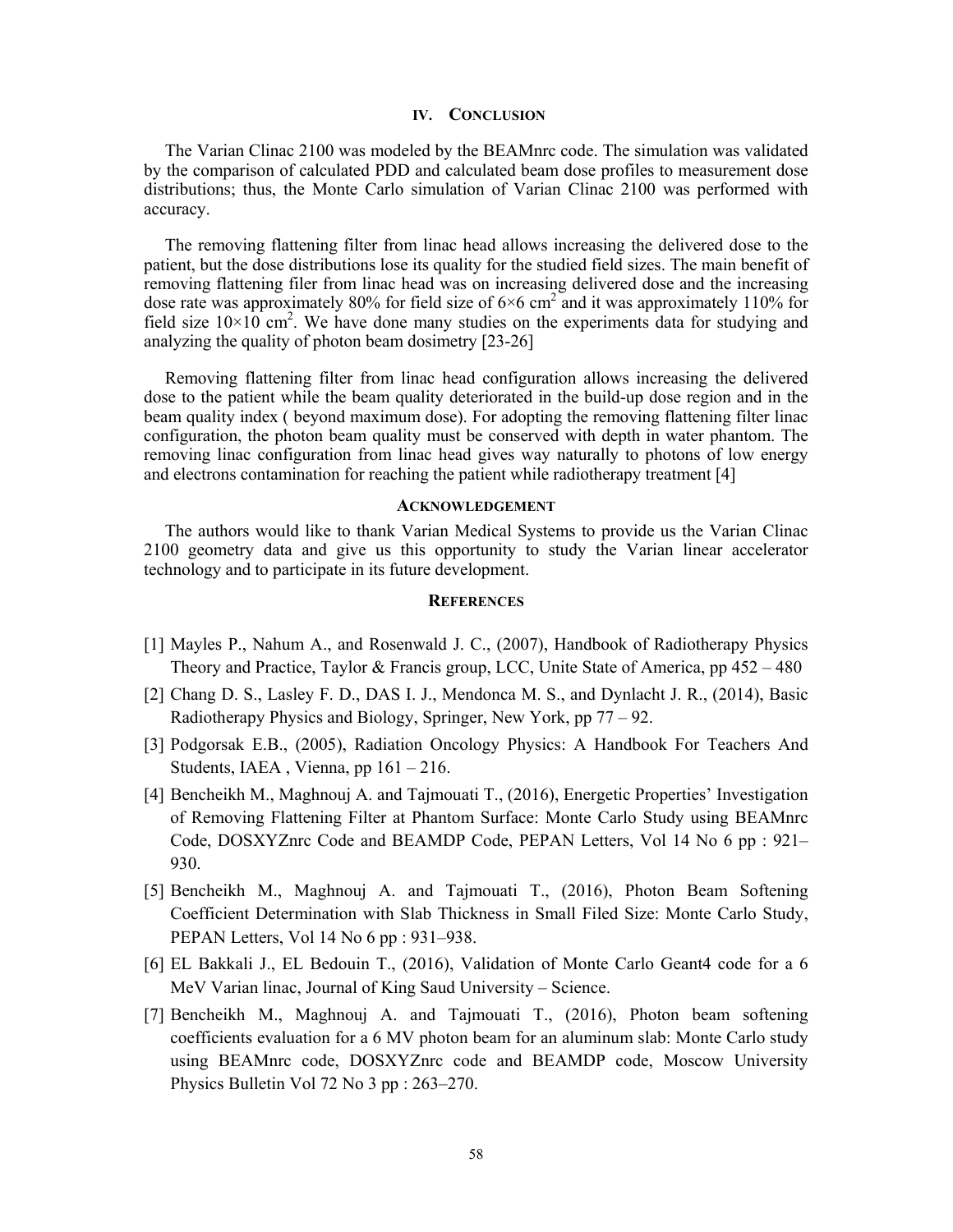## IV. CONCLUSION

The Varian Clinac 2100 was modeled by the BEAMnrc code. The simulation was validated by the comparison of calculated PDD and calculated beam dose profiles to measurement dose distributions; thus, the Monte Carlo simulation of Varian Clinac 2100 was performed with accuracy.

The removing flattening filter from linac head allows increasing the delivered dose to the patient, but the dose distributions lose its quality for the studied field sizes. The main benefit of removing flattening filer from linac head was on increasing delivered dose and the increasing dose rate was approximately 80% for field size of 6×6 $cm^2$ and it was approximately 110% for field size 10×10 $cm^2$. We have done many studies on the experiments data for studying and analyzing the quality of photon beam dosimetry [23-26]

Removing flattening filter from linac head configuration allows increasing the delivered dose to the patient while the beam quality deteriorated in the build-up dose region and in the beam quality index ( beyond maximum dose). For adopting the removing flattening filter linac configuration, the photon beam quality must be conserved with depth in water phantom. The removing linac configuration from linac head gives way naturally to photons of low energy and electrons contamination for reaching the patient while radiotherapy treatment [4]

## ACKNOWLEDGEMENT

The authors would like to thank Varian Medical Systems to provide us the Varian Clinac 2100 geometry data and give us this opportunity to study the Varian linear accelerator technology and to participate in its future development.

## REFERENCES

[1] Mayles P., Nahum A., and Rosenwald J. C., (2007), Handbook of Radiotherapy Physics Theory and Practice, Taylor & Francis group, LCC, Unite State of America, pp 452 – 480

[2] Chang D. S., Lasley F. D., DAS I. J., Mendonca M. S., and Dynlacht J. R., (2014), Basic Radiotherapy Physics and Biology, Springer, New York, pp 77 – 92.

[3] Podgorsak E.B., (2005), Radiation Oncology Physics: A Handbook For Teachers And Students, IAEA , Vienna, pp 161 – 216.

[4] Bencheikh M., Maghnouj A. and Tajmouati T., (2016), Energetic Properties' Investigation of Removing Flattening Filter at Phantom Surface: Monte Carlo Study using BEAMnrc Code, DOSXYZnrc Code and BEAMDP Code, PEPAN Letters, Vol 14 No 6 pp : 921–930.

[5] Bencheikh M., Maghnouj A. and Tajmouati T., (2016), Photon Beam Softening Coefficient Determination with Slab Thickness in Small Filed Size: Monte Carlo Study, PEPAN Letters, Vol 14 No 6 pp : 931–938.

[6] EL Bakkali J., EL Bedouin T., (2016), Validation of Monte Carlo Geant4 code for a 6 MeV Varian linac, Journal of King Saud University – Science.

[7] Bencheikh M., Maghnouj A. and Tajmouati T., (2016), Photon beam softening coefficients evaluation for a 6 MV photon beam for an aluminum slab: Monte Carlo study using BEAMnrc code, DOSXYZnrc code and BEAMDP code, Moscow University Physics Bulletin Vol 72 No 3 pp : 263–270.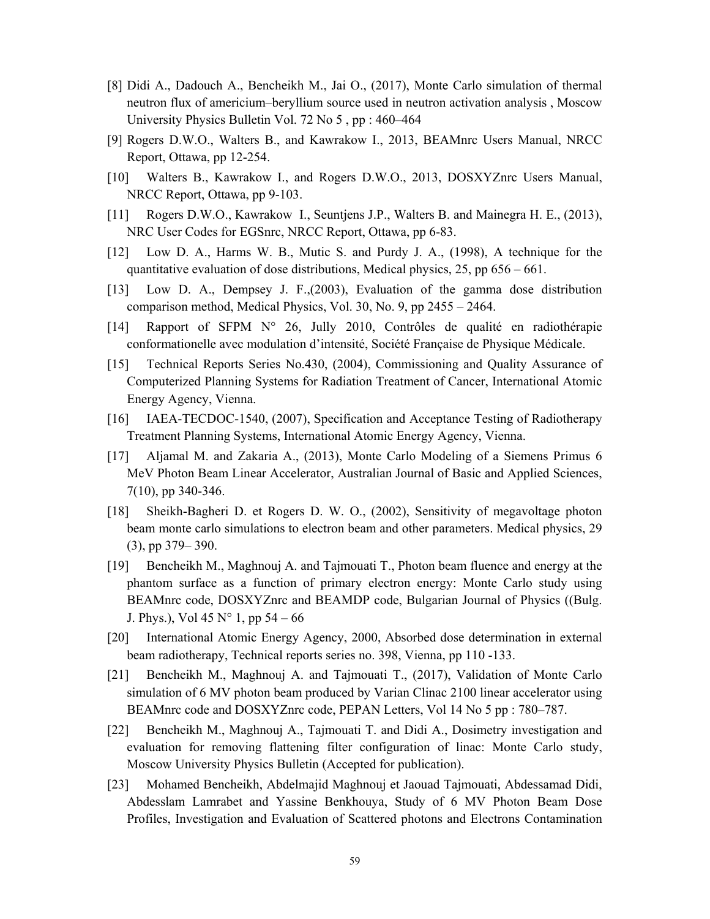[8] Didi A., Dadouch A., Bencheikh M., Jai O., (2017), Monte Carlo simulation of thermal neutron flux of americium–beryllium source used in neutron activation analysis , Moscow University Physics Bulletin Vol. 72 No 5 , pp : 460–464

[9] Rogers D.W.O., Walters B., and Kawrakow I., 2013, BEAMnrc Users Manual, NRCC Report, Ottawa, pp 12-254.

[10] Walters B., Kawrakow I., and Rogers D.W.O., 2013, DOSXYZnrc Users Manual, NRCC Report, Ottawa, pp 9-103.

[11] Rogers D.W.O., Kawrakow I., Seuntjens J.P., Walters B. and Mainegra H. E., (2013), NRC User Codes for EGSnrc, NRCC Report, Ottawa, pp 6-83.

[12] Low D. A., Harms W. B., Mutic S. and Purdy J. A., (1998), A technique for the quantitative evaluation of dose distributions, Medical physics, 25, pp 656 – 661.

[13] Low D. A., Dempsey J. F.,(2003), Evaluation of the gamma dose distribution comparison method, Medical Physics, Vol. 30, No. 9, pp 2455 – 2464.

[14] Rapport of SFPM N° 26, Jully 2010, Contrôles de qualité en radiothérapie conformationelle avec modulation d'intensité, Société Française de Physique Médicale.

[15] Technical Reports Series No.430, (2004), Commissioning and Quality Assurance of Computerized Planning Systems for Radiation Treatment of Cancer, International Atomic Energy Agency, Vienna.

[16] IAEA-TECDOC-1540, (2007), Specification and Acceptance Testing of Radiotherapy Treatment Planning Systems, International Atomic Energy Agency, Vienna.

[17] Aljamal M. and Zakaria A., (2013), Monte Carlo Modeling of a Siemens Primus 6 MeV Photon Beam Linear Accelerator, Australian Journal of Basic and Applied Sciences, 7(10), pp 340-346.

[18] Sheikh-Bagheri D. et Rogers D. W. O., (2002), Sensitivity of megavoltage photon beam monte carlo simulations to electron beam and other parameters. Medical physics, 29 (3), pp 379– 390.

[19] Bencheikh M., Maghnouj A. and Tajmouati T., Photon beam fluence and energy at the phantom surface as a function of primary electron energy: Monte Carlo study using BEAMnrc code, DOSXYZnrc and BEAMDP code, Bulgarian Journal of Physics ((Bulg. J. Phys.), Vol 45 N° 1, pp 54 – 66

[20] International Atomic Energy Agency, 2000, Absorbed dose determination in external beam radiotherapy, Technical reports series no. 398, Vienna, pp 110 -133.

[21] Bencheikh M., Maghnouj A. and Tajmouati T., (2017), Validation of Monte Carlo simulation of 6 MV photon beam produced by Varian Clinac 2100 linear accelerator using BEAMnrc code and DOSXYZnrc code, PEPAN Letters, Vol 14 No 5 pp : 780–787.

[22] Bencheikh M., Maghnouj A., Tajmouati T. and Didi A., Dosimetry investigation and evaluation for removing flattening filter configuration of linac: Monte Carlo study, Moscow University Physics Bulletin (Accepted for publication).

[23] Mohamed Bencheikh, Abdelmajid Maghnouj et Jaouad Tajmouati, Abdessamad Didi, Abdesslam Lamrabet and Yassine Benkhouya, Study of 6 MV Photon Beam Dose Profiles, Investigation and Evaluation of Scattered photons and Electrons Contamination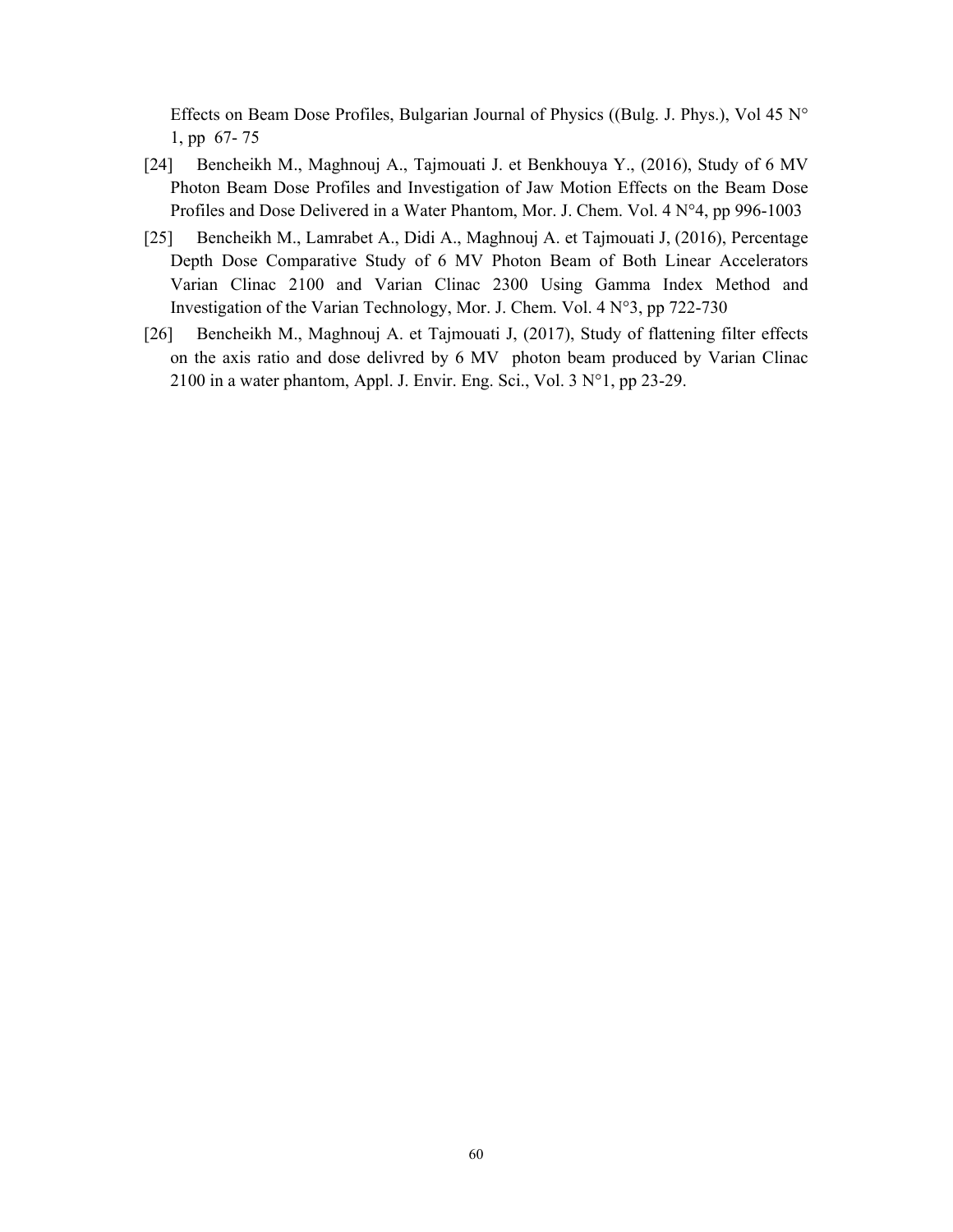Effects on Beam Dose Profiles, Bulgarian Journal of Physics ((Bulg. J. Phys.), Vol 45 N° 1, pp 67- 75

[24] Bencheikh M., Maghnouj A., Tajmouati J. et Benkhouya Y., (2016), Study of 6 MV Photon Beam Dose Profiles and Investigation of Jaw Motion Effects on the Beam Dose Profiles and Dose Delivered in a Water Phantom, Mor. J. Chem. Vol. 4 N°4, pp 996-1003

[25] Bencheikh M., Lamrabet A., Didi A., Maghnouj A. et Tajmouati J, (2016), Percentage Depth Dose Comparative Study of 6 MV Photon Beam of Both Linear Accelerators Varian Clinac 2100 and Varian Clinac 2300 Using Gamma Index Method and Investigation of the Varian Technology, Mor. J. Chem. Vol. 4 N°3, pp 722-730

[26] Bencheikh M., Maghnouj A. et Tajmouati J, (2017), Study of flattening filter effects on the axis ratio and dose delivred by 6 MV photon beam produced by Varian Clinac 2100 in a water phantom, Appl. J. Envir. Eng. Sci., Vol. 3 N°1, pp 23-29.